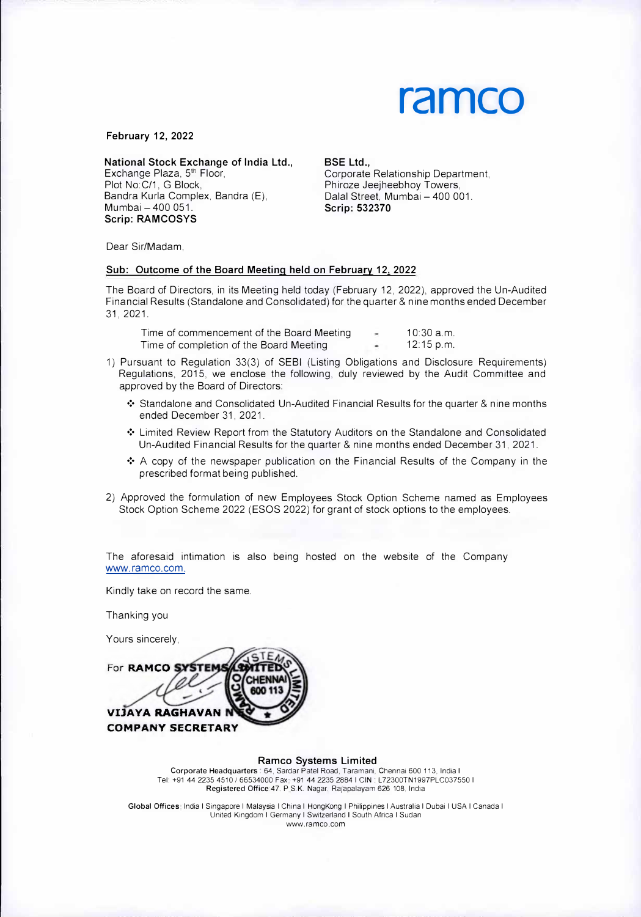ramco

**February 12, 2022**

**National Stock Exchange of India Ltd.,**
Exchange Plaza, 5th Floor,
Plot No:C/1, G Block,
Bandra Kurla Complex, Bandra (E),
Mumbai – 400 051.
**Scrip: RAMCOSYS**

**BSE Ltd.,**
Corporate Relationship Department,
Phiroze Jeejheebhoy Towers,
Dalal Street, Mumbai – 400 001.
**Scrip: 532370**

Dear Sir/Madam,

**Sub: Outcome of the Board Meeting held on February 12, 2022**

The Board of Directors, in its Meeting held today (February 12, 2022), approved the Un-Audited Financial Results (Standalone and Consolidated) for the quarter & nine months ended December 31, 2021.

| | | |
|---|---|---|
| Time of commencement of the Board Meeting | - | 10:30 a.m. |
| Time of completion of the Board Meeting | - | 12:15 p.m. |

1) Pursuant to Regulation 33(3) of SEBI (Listing Obligations and Disclosure Requirements) Regulations, 2015, we enclose the following, duly reviewed by the Audit Committee and approved by the Board of Directors:

   - Standalone and Consolidated Un-Audited Financial Results for the quarter & nine months ended December 31, 2021.
   - Limited Review Report from the Statutory Auditors on the Standalone and Consolidated Un-Audited Financial Results for the quarter & nine months ended December 31, 2021.
   - A copy of the newspaper publication on the Financial Results of the Company in the prescribed format being published.

2) Approved the formulation of new Employees Stock Option Scheme named as Employees Stock Option Scheme 2022 (ESOS 2022) for grant of stock options to the employees.

The aforesaid intimation is also being hosted on the website of the Company www.ramco.com.

Kindly take on record the same.

Thanking you

Yours sincerely,

For **RAMCO SYSTEMS LIMITED**

**VIJAYA RAGHAVAN N E**
**COMPANY SECRETARY**

**Ramco Systems Limited**
**Corporate Headquarters** : 64, Sardar Patel Road, Taramani, Chennai 600 113, India I
Tel: +91 44 2235 4510 / 66534000 Fax: +91 44 2235 2884 I CIN : L72300TN1997PLC037550 I
**Registered Office** 47, P.S.K. Nagar, Rajapalayam 626 108, India

**Global Offices**: India I Singapore I Malaysia I China I HongKong I Philippines I Australia I Dubai I USA I Canada I United Kingdom I Germany I Switzerland I South Africa I Sudan
www.ramco.com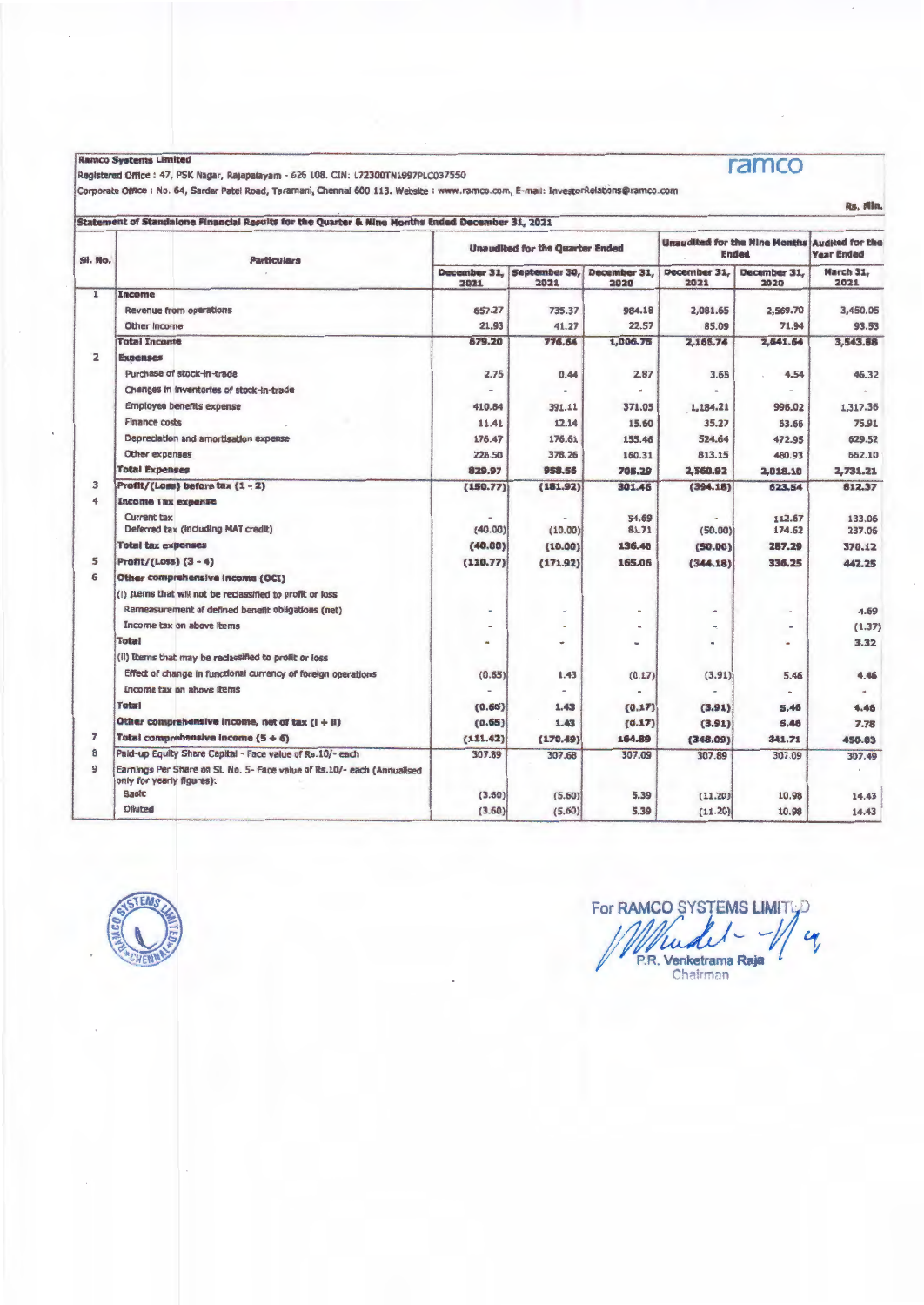**Ramco Systems Limited**

Registered Office : 47, PSK Nagar, Rajapalayam - 626 108. CIN: L72300TN1997PLC037550

Corporate Office : No. 64, Sardar Patel Road, Taramani, Chennai 600 113. Website : www.ramco.com, E-mail: InvestorRelations@ramco.com

ramco

Rs. Mln.

**Statement of Standalone Financial Results for the Quarter & Nine Months Ended December 31, 2021**

| Sl. No. | Particulars | Unaudited for the Quarter Ended | | | Unaudited for the Nine Months Ended | | Audited for the Year Ended |
|---|---|---|---|---|---|---|---|
| | | December 31, 2021 | September 30, 2021 | December 31, 2020 | December 31, 2021 | December 31, 2020 | March 31, 2021 |
| 1 | **Income** | | | | | | |
| | Revenue from operations | 657.27 | 735.37 | 984.18 | 2,081.65 | 2,569.70 | 3,450.05 |
| | Other Income | 21.93 | 41.27 | 22.57 | 85.09 | 71.94 | 93.53 |
| | **Total Income** | **679.20** | **776.64** | **1,006.75** | **2,166.74** | **2,641.64** | **3,543.58** |
| 2 | **Expenses** | | | | | | |
| | Purchase of stock-in-trade | 2.75 | 0.44 | 2.87 | 3.65 | 4.54 | 46.32 |
| | Changes in inventories of stock-in-trade | - | - | - | - | - | - |
| | Employee benefits expense | 410.84 | 391.11 | 371.05 | 1,184.21 | 996.02 | 1,317.36 |
| | Finance costs | 11.41 | 12.14 | 15.60 | 35.27 | 63.66 | 75.91 |
| | Depreciation and amortisation expense | 176.47 | 176.61 | 155.46 | 524.64 | 472.95 | 629.52 |
| | Other expenses | 228.50 | 378.26 | 160.31 | 813.15 | 480.93 | 662.10 |
| | **Total Expenses** | **829.97** | **958.56** | **705.29** | **2,560.92** | **2,018.10** | **2,731.21** |
| 3 | **Profit/(Loss) before tax (1 - 2)** | **(150.77)** | **(181.92)** | **301.46** | **(394.18)** | **623.54** | **812.37** |
| 4 | **Income Tax expense** | | | | | | |
| | Current tax | - | - | 54.69 | - | 112.67 | 133.06 |
| | Deferred tax (including MAT credit) | (40.00) | (10.00) | 81.71 | (50.00) | 174.62 | 237.06 |
| | **Total tax expenses** | **(40.00)** | **(10.00)** | **136.40** | **(50.00)** | **287.29** | **370.12** |
| 5 | **Profit/(Loss) (3 - 4)** | **(110.77)** | **(171.92)** | **165.06** | **(344.18)** | **336.25** | **442.25** |
| 6 | **Other comprehensive income (OCI)** | | | | | | |
| | (i) Items that will not be reclassified to profit or loss | | | | | | |
| | Remeasurement of defined benefit obligations (net) | - | - | - | - | - | 4.69 |
| | Income tax on above items | - | - | - | - | - | (1.37) |
| | **Total** | - | - | - | - | - | **3.32** |
| | (ii) Items that may be reclassified to profit or loss | | | | | | |
| | Effect of change in functional currency of foreign operations | (0.65) | 1.43 | (0.17) | (3.91) | 5.46 | 4.46 |
| | Income tax on above items | - | - | - | - | - | - |
| | **Total** | **(0.65)** | **1.43** | **(0.17)** | **(3.91)** | **5.46** | **4.46** |
| | **Other comprehensive income, net of tax (i + ii)** | **(0.65)** | **1.43** | **(0.17)** | **(3.91)** | **5.46** | **7.78** |
| 7 | **Total comprehensive income (5 + 6)** | **(111.42)** | **(170.49)** | **164.89** | **(348.09)** | **341.71** | **450.03** |
| 8 | Paid-up Equity Share Capital - Face value of Rs.10/- each | 307.89 | 307.68 | 307.09 | 307.89 | 307.09 | 307.49 |
| 9 | Earnings Per Share on Sl. No. 5- Face value of Rs.10/- each (Annualised only for yearly figures): | | | | | | |
| | Basic | (3.60) | (5.60) | 5.39 | (11.20) | 10.98 | 14.43 |
| | Diluted | (3.60) | (5.60) | 5.39 | (11.20) | 10.98 | 14.43 |

For RAMCO SYSTEMS LIMITED

P.R. Venketrama Raja
Chairman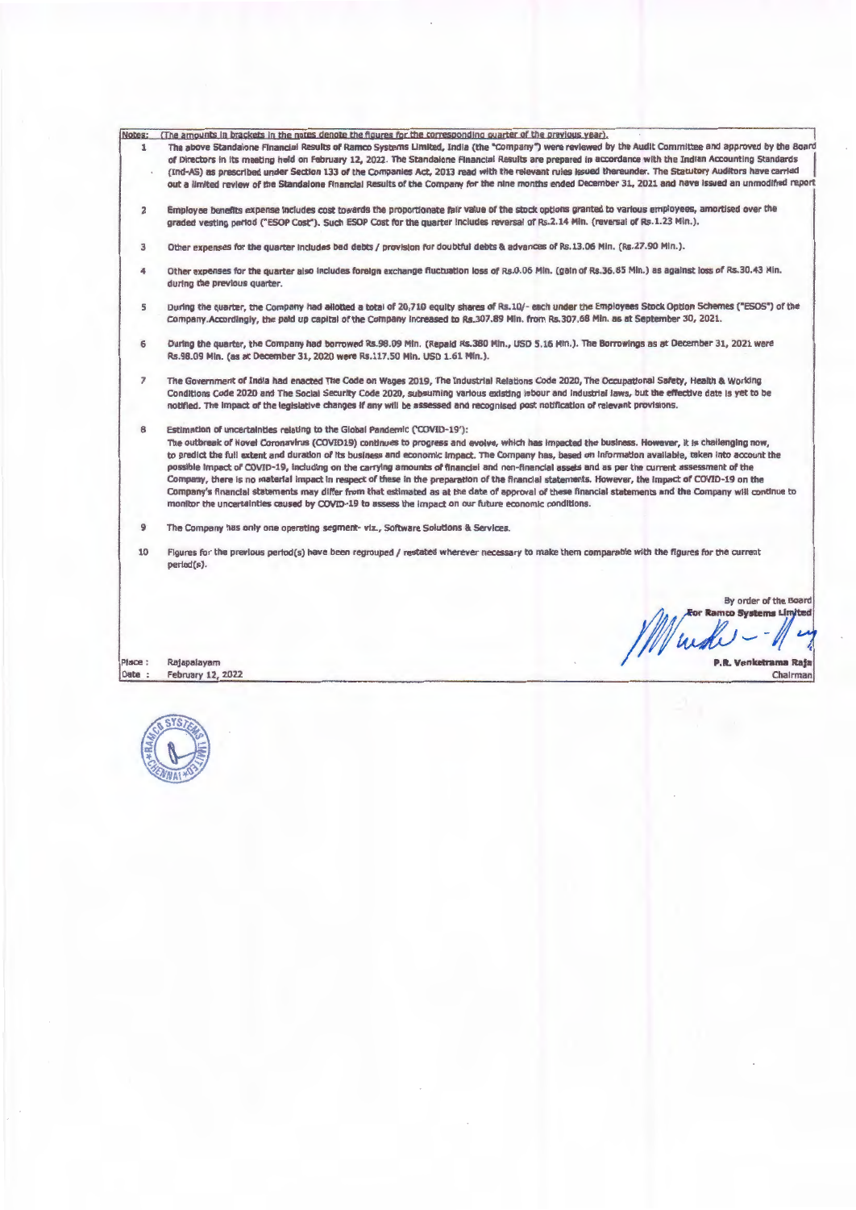Notes: (The amounts in brackets in the notes denote the figures for the corresponding quarter of the previous year).

1. The above Standalone Financial Results of Ramco Systems Limited, India (the "Company") were reviewed by the Audit Committee and approved by the Board of Directors in its meeting held on February 12, 2022. The Standalone Financial Results are prepared in accordance with the Indian Accounting Standards (Ind-AS) as prescribed under Section 133 of the Companies Act, 2013 read with the relevant rules issued thereunder. The Statutory Auditors have carried out a limited review of the Standalone Financial Results of the Company for the nine months ended December 31, 2021 and have issued an unmodified report

2. Employee benefits expense includes cost towards the proportionate fair value of the stock options granted to various employees, amortised over the graded vesting period ("ESOP Cost"). Such ESOP Cost for the quarter includes reversal of Rs.2.14 Mln. (reversal of Rs.1.23 Mln.).

3. Other expenses for the quarter includes bad debts / provision for doubtful debts & advances of Rs.13.06 Mln. (Rs.27.90 Mln.).

4. Other expenses for the quarter also includes foreign exchange fluctuation loss of Rs.0.06 Mln. (gain of Rs.36.65 Mln.) as against loss of Rs.30.43 Mln. during the previous quarter.

5. During the quarter, the Company had allotted a total of 20,710 equity shares of Rs.10/- each under the Employees Stock Option Schemes ("ESOS") of the Company.Accordingly, the paid up capital of the Company increased to Rs.307.89 Mln. from Rs.307.68 Mln. as at September 30, 2021.

6. During the quarter, the Company had borrowed Rs.98.09 Mln. (Repaid Rs.380 Mln., USD 5.16 Mln.). The Borrowings as at December 31, 2021 were Rs.98.09 Mln. (as at December 31, 2020 were Rs.117.50 Mln. USD 1.61 Mln.).

7. The Government of India had enacted The Code on Wages 2019, The Industrial Relations Code 2020, The Occupational Safety, Health & Working Conditions Code 2020 and The Social Security Code 2020, subsuming various existing labour and industrial laws, but the effective date is yet to be notified. The impact of the legislative changes if any will be assessed and recognised post notification of relevant provisions.

8. Estimation of uncertainties relating to the Global Pandemic ('COVID-19'):
The outbreak of Novel Coronavirus (COVID19) continues to progress and evolve, which has impacted the business. However, it is challenging now, to predict the full extent and duration of its business and economic impact. The Company has, based on information available, taken into account the possible impact of COVID-19, including on the carrying amounts of financial and non-financial assets and as per the current assessment of the Company, there is no material impact in respect of these in the preparation of the financial statements. However, the impact of COVID-19 on the Company's financial statements may differ from that estimated as at the date of approval of these financial statements and the Company will continue to monitor the uncertainties caused by COVID-19 to assess the impact on our future economic conditions.

9. The Company has only one operating segment- viz., Software Solutions & Services.

10. Figures for the previous period(s) have been regrouped / restated wherever necessary to make them comparable with the figures for the current period(s).

By order of the Board
For Ramco Systems Limited

P.R. Venketrama Raja
Chairman

Place : Rajapalayam
Date : February 12, 2022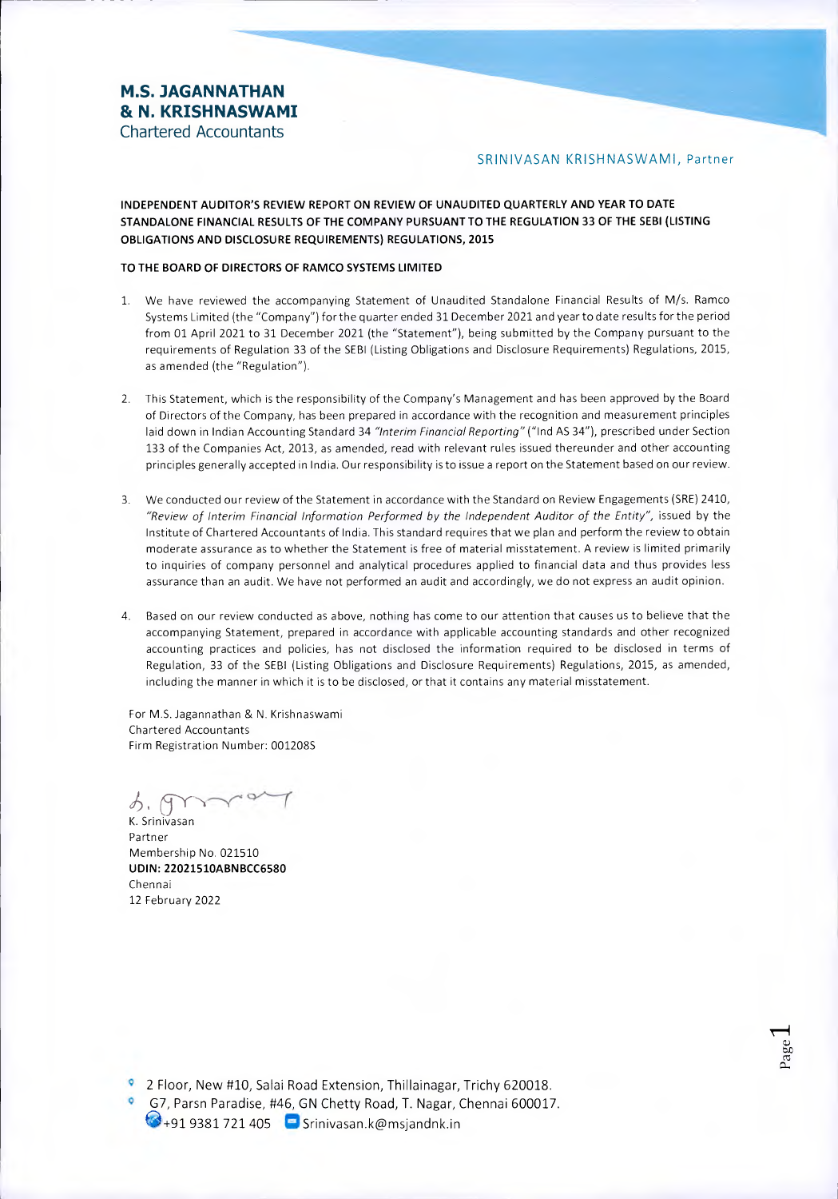**M.S. JAGANNATHAN**
**& N. KRISHNASWAMI**
Chartered Accountants

SRINIVASAN KRISHNASWAMI, Partner

**INDEPENDENT AUDITOR'S REVIEW REPORT ON REVIEW OF UNAUDITED QUARTERLY AND YEAR TO DATE STANDALONE FINANCIAL RESULTS OF THE COMPANY PURSUANT TO THE REGULATION 33 OF THE SEBI (LISTING OBLIGATIONS AND DISCLOSURE REQUIREMENTS) REGULATIONS, 2015**

**TO THE BOARD OF DIRECTORS OF RAMCO SYSTEMS LIMITED**

1. We have reviewed the accompanying Statement of Unaudited Standalone Financial Results of M/s. Ramco Systems Limited (the "Company") for the quarter ended 31 December 2021 and year to date results for the period from 01 April 2021 to 31 December 2021 (the "Statement"), being submitted by the Company pursuant to the requirements of Regulation 33 of the SEBI (Listing Obligations and Disclosure Requirements) Regulations, 2015, as amended (the "Regulation").

2. This Statement, which is the responsibility of the Company's Management and has been approved by the Board of Directors of the Company, has been prepared in accordance with the recognition and measurement principles laid down in Indian Accounting Standard 34 *"Interim Financial Reporting"* ("Ind AS 34"), prescribed under Section 133 of the Companies Act, 2013, as amended, read with relevant rules issued thereunder and other accounting principles generally accepted in India. Our responsibility is to issue a report on the Statement based on our review.

3. We conducted our review of the Statement in accordance with the Standard on Review Engagements (SRE) 2410, *"Review of Interim Financial Information Performed by the Independent Auditor of the Entity"*, issued by the Institute of Chartered Accountants of India. This standard requires that we plan and perform the review to obtain moderate assurance as to whether the Statement is free of material misstatement. A review is limited primarily to inquiries of company personnel and analytical procedures applied to financial data and thus provides less assurance than an audit. We have not performed an audit and accordingly, we do not express an audit opinion.

4. Based on our review conducted as above, nothing has come to our attention that causes us to believe that the accompanying Statement, prepared in accordance with applicable accounting standards and other recognized accounting practices and policies, has not disclosed the information required to be disclosed in terms of Regulation, 33 of the SEBI (Listing Obligations and Disclosure Requirements) Regulations, 2015, as amended, including the manner in which it is to be disclosed, or that it contains any material misstatement.

For M.S. Jagannathan & N. Krishnaswami
Chartered Accountants
Firm Registration Number: 001208S

K. Srinivasan
Partner
Membership No. 021510
**UDIN: 22021510ABNBCC6580**
Chennai
12 February 2022

2 Floor, New #10, Salai Road Extension, Thillainagar, Trichy 620018.
G7, Parsn Paradise, #46, GN Chetty Road, T. Nagar, Chennai 600017.
+91 9381 721 405 Srinivasan.k@msjandnk.in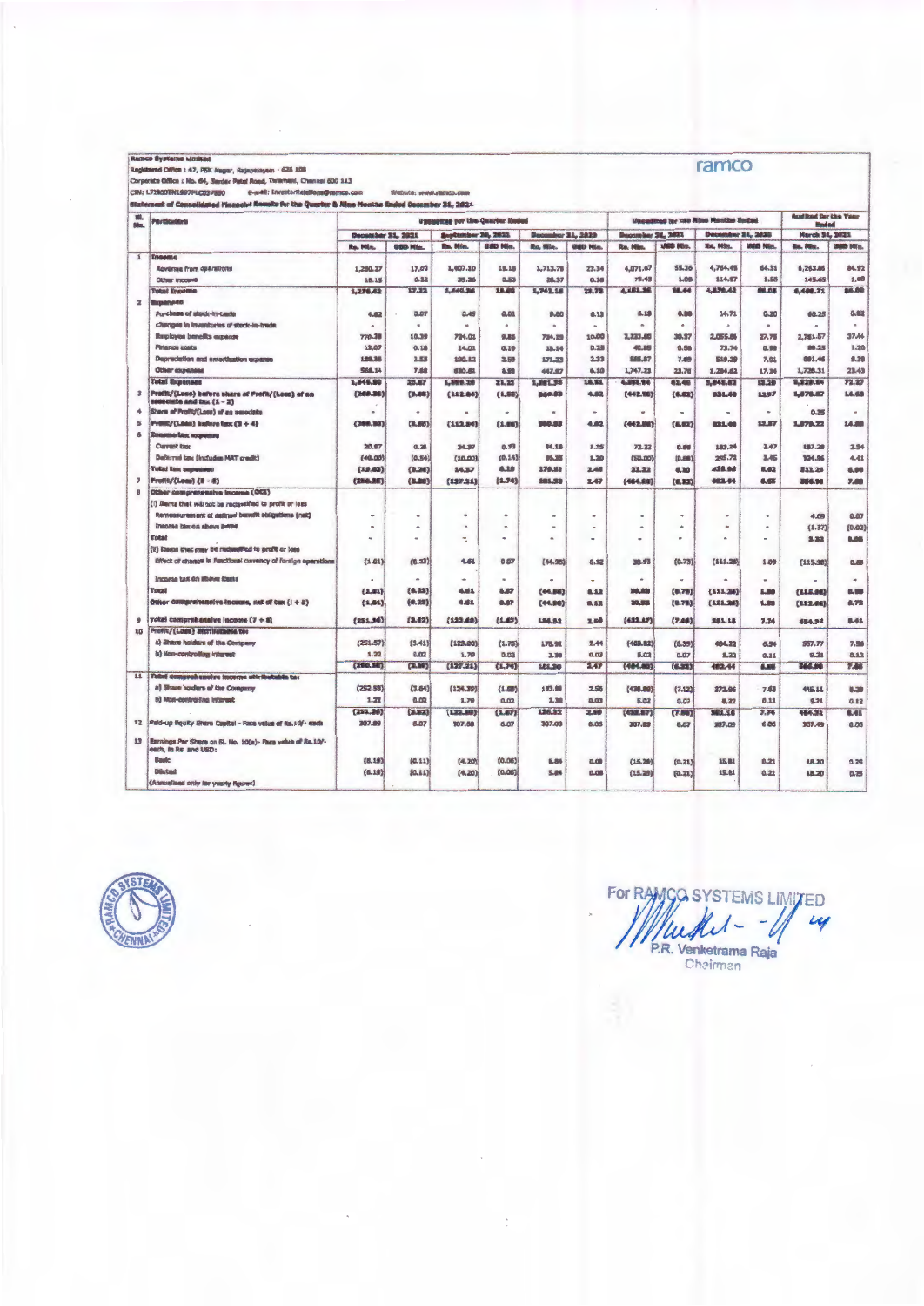**Ramco Systems Limited**

Registered Office : 47, PSK Nagar, Rajapalayam - 626 108

Corporate Office : No. 64, Sardar Patel Road, Taramani, Chennai 600 113

CIN: L72300TN1997PLC037550 e-mail: InvestorRelations@ramco.com Website: www.ramco.com

ramco

**Statement of Consolidated Financial Results for the Quarter & Nine Months Ended December 31, 2021**

| Sl. No. | Particulars | Unaudited for the Quarter Ended | | | | | | Unaudited for the Nine Months Ended | | | | Audited for the Year Ended | |
|---|---|---|---|---|---|---|---|---|---|---|---|---|---|
| | | December 31, 2021 | | September 30, 2021 | | December 31, 2020 | | December 31, 2021 | | December 31, 2020 | | March 31, 2021 | |
| | | Rs. Mln. | USD Mln. | Rs. Mln. | USD Mln. | Rs. Mln. | USD Mln. | Rs. Mln. | USD Mln. | Rs. Mln. | USD Mln. | Rs. Mln. | USD Mln. |
| 1 | **Income** | | | | | | | | | | | | |
| | Revenue from operations | 1,260.27 | 17.00 | 1,407.10 | 19.18 | 1,713.78 | 23.34 | 4,071.47 | 55.36 | 4,764.45 | 64.31 | 6,263.06 | 84.92 |
| | Other income | 16.15 | 0.22 | 39.26 | 0.53 | 28.37 | 0.38 | 79.48 | 1.08 | 114.97 | 1.55 | 145.65 | 1.98 |
| | **Total Income** | 1,276.42 | 17.22 | 1,446.36 | 19.71 | 1,742.15 | 23.72 | 4,150.95 | 56.44 | 4,879.42 | 65.86 | 6,408.71 | 86.90 |
| 2 | **Expenses** | | | | | | | | | | | | |
| | Purchase of stock-in-trade | 4.82 | 0.07 | 0.45 | 0.01 | 9.80 | 0.13 | 5.19 | 0.08 | 14.71 | 0.20 | 60.25 | 0.82 |
| | Changes in inventories of stock-in-trade | - | - | - | - | - | - | - | - | - | - | - | - |
| | Employee benefits expense | 770.78 | 10.39 | 724.01 | 9.86 | 734.19 | 10.00 | 2,233.65 | 30.37 | 2,055.86 | 27.75 | 2,761.57 | 37.44 |
| | Finance costs | 13.07 | 0.18 | 14.01 | 0.19 | 18.14 | 0.25 | 40.65 | 0.56 | 73.74 | 0.99 | 88.25 | 1.20 |
| | Depreciation and amortisation expense | 189.38 | 2.55 | 190.12 | 2.59 | 171.23 | 2.33 | 565.87 | 7.69 | 519.29 | 7.01 | 691.46 | 9.38 |
| | Other expenses | 566.14 | 7.68 | 630.61 | 8.59 | 447.97 | 6.10 | 1,747.23 | 23.76 | 1,284.62 | 17.34 | 1,728.31 | 23.43 |
| | **Total Expenses** | 1,544.19 | 20.87 | 1,559.20 | 21.24 | 1,381.33 | 18.81 | 4,592.59 | 62.46 | 3,948.22 | 53.29 | 5,329.84 | 72.27 |
| 3 | Profit/(Loss) before share of Profit/(Loss) of an associate and tax (1 - 2) | (268.30) | (3.65) | (112.84) | (1.53) | 360.82 | 4.92 | (442.98) | (6.02) | 931.40 | 12.57 | 1,078.87 | 14.63 |
| 4 | Share of Profit/(Loss) of an associate | - | - | - | - | - | - | - | - | - | - | 0.35 | - |
| 5 | Profit/(Loss) before tax (3 + 4) | (268.30) | (3.65) | (112.84) | (1.53) | 360.82 | 4.92 | (442.98) | (6.02) | 931.40 | 12.57 | 1,079.22 | 14.63 |
| 6 | **Income tax expense** | | | | | | | | | | | | |
| | Current tax | 20.97 | 0.28 | 24.37 | 0.33 | 84.16 | 1.15 | 72.22 | 0.98 | 183.24 | 2.47 | 187.28 | 2.54 |
| | Deferred tax (includes MAT credit) | (40.00) | (0.54) | (10.00) | (0.14) | 95.35 | 1.30 | (50.00) | (0.68) | 255.72 | 3.45 | 324.96 | 4.41 |
| | **Total tax expenses** | (19.03) | (0.26) | 14.37 | 0.19 | 179.51 | 2.45 | 22.22 | 0.30 | 438.96 | 5.92 | 512.24 | 6.95 |
| 7 | Profit/(Loss) (5 - 6) | (249.27) | (3.39) | (127.21) | (1.72) | 181.31 | 2.47 | (465.20) | (6.32) | 492.44 | 6.65 | 566.98 | 7.68 |
| 8 | **Other comprehensive income (OCI)** | | | | | | | | | | | | |
| | (i) Items that will not be reclassified to profit or loss | | | | | | | | | | | | |
| | Remeasurement of defined benefit obligations (net) | - | - | - | - | - | - | - | - | - | - | 4.69 | 0.07 |
| | Income tax on above items | - | - | - | - | - | - | - | - | - | - | (1.37) | (0.02) |
| | **Total** | - | - | - | - | - | - | - | - | - | - | 3.32 | 0.05 |
| | (ii) Items that may be reclassified to profit or loss | | | | | | | | | | | | |
| | Effect of change in functional currency of foreign operations | (1.61) | (0.23) | 4.61 | 0.07 | (44.98) | 0.12 | 30.93 | (0.73) | (111.26) | 1.09 | (115.96) | 0.68 |
| | Income tax on above items | - | - | - | - | - | - | - | - | - | - | - | - |
| | **Total** | (1.61) | (0.23) | 4.61 | 0.07 | (44.98) | 0.12 | 30.93 | (0.73) | (111.26) | 1.09 | (115.96) | 0.68 |
| | Other comprehensive income, net of tax (i + ii) | (1.61) | (0.23) | 4.61 | 0.07 | (44.98) | 0.12 | 30.93 | (0.73) | (111.26) | 1.09 | (112.64) | 0.73 |
| 9 | Total comprehensive income (7 + 8) | (251.34) | (3.62) | (122.60) | (1.65) | 136.33 | 2.59 | (433.47) | (7.05) | 381.18 | 7.74 | 454.34 | 8.41 |
| 10 | **Profit/(Loss) attributable to:** | | | | | | | | | | | | |
| | a) Share holders of the Company | (251.57) | (3.41) | (129.00) | (1.76) | 178.91 | 2.44 | (469.82) | (6.39) | 484.22 | 6.54 | 557.77 | 7.56 |
| | b) Non-controlling interest | 1.22 | 0.02 | 1.79 | 0.02 | 2.39 | 0.03 | 5.02 | 0.07 | 8.22 | 0.11 | 9.21 | 0.12 |
| | | (250.35) | (3.39) | (127.21) | (1.74) | 181.30 | 2.47 | (464.80) | (6.32) | 492.44 | 6.65 | 566.98 | 7.68 |
| 11 | **Total comprehensive income attributable to:** | | | | | | | | | | | | |
| | a) Share holders of the Company | (252.58) | (3.64) | (124.39) | (1.69) | 133.95 | 2.56 | (438.89) | (7.12) | 372.96 | 7.63 | 445.11 | 8.29 |
| | b) Non-controlling interest | 1.22 | 0.02 | 1.79 | 0.02 | 2.38 | 0.03 | 5.02 | 0.07 | 8.22 | 0.11 | 9.21 | 0.12 |
| | | (251.36) | (3.62) | (122.60) | (1.67) | 136.32 | 2.59 | (433.87) | (7.05) | 381.18 | 7.74 | 454.32 | 8.41 |
| 12 | Paid-up Equity Share Capital - Face value of Rs.10/- each | 307.89 | 6.07 | 307.88 | 6.07 | 307.09 | 6.05 | 307.89 | 6.07 | 307.09 | 6.06 | 307.49 | 6.06 |
| 13 | Earnings Per Share on Sl. No. 10(a)- Face value of Rs.10/- each, in Rs. and USD: | | | | | | | | | | | | |
| | Basic | (8.18) | (0.11) | (4.20) | (0.06) | 5.84 | 0.08 | (15.29) | (0.21) | 15.81 | 0.21 | 18.20 | 0.25 |
| | Diluted | (8.18) | (0.11) | (4.20) | (0.06) | 5.84 | 0.08 | (15.29) | (0.21) | 15.81 | 0.21 | 18.20 | 0.25 |
| | (Annualised only for yearly figures) | | | | | | | | | | | | |

For RAMCO SYSTEMS LIMITED

P.R. Venketrama Raja

Chairman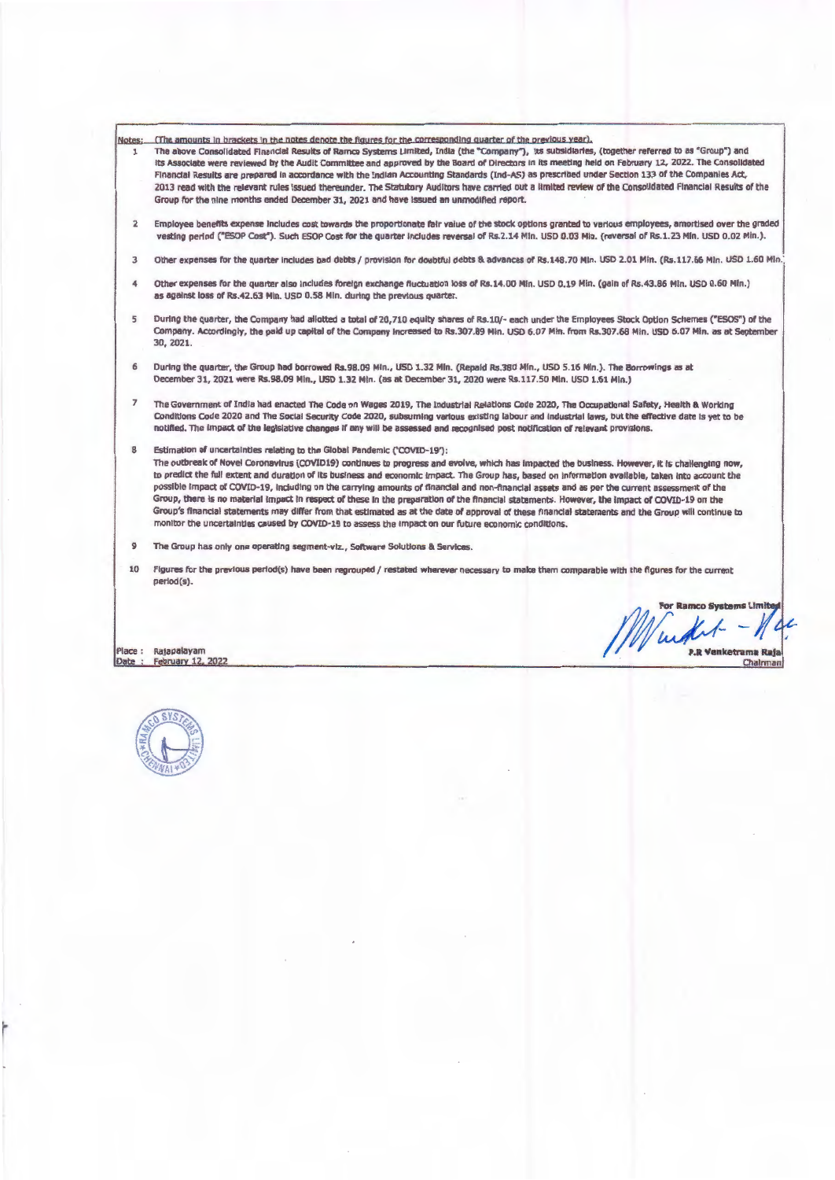Notes: (The amounts in brackets in the notes denote the figures for the corresponding quarter of the previous year).

1. The above Consolidated Financial Results of Ramco Systems Limited, India (the "Company"), its subsidiaries, (together referred to as "Group") and its Associate were reviewed by the Audit Committee and approved by the Board of Directors in its meeting held on February 12, 2022. The Consolidated Financial Results are prepared in accordance with the Indian Accounting Standards (Ind-AS) as prescribed under Section 133 of the Companies Act, 2013 read with the relevant rules issued thereunder. The Statutory Auditors have carried out a limited review of the Consolidated Financial Results of the Group for the nine months ended December 31, 2021 and have issued an unmodified report.

2. Employee benefits expense includes cost towards the proportionate fair value of the stock options granted to various employees, amortised over the graded vesting period ("ESOP Cost"). Such ESOP Cost for the quarter includes reversal of Rs.2.14 Mln. USD 0.03 Mln. (reversal of Rs.1.23 Mln. USD 0.02 Mln.).

3. Other expenses for the quarter includes bad debts / provision for doubtful debts & advances of Rs.148.70 Mln. USD 2.01 Mln. (Rs.117.66 Mln. USD 1.60 Mln.)

4. Other expenses for the quarter also includes foreign exchange fluctuation loss of Rs.14.00 Mln. USD 0.19 Mln. (gain of Rs.43.86 Mln. USD 0.60 Mln.) as against loss of Rs.42.63 Mln. USD 0.58 Mln. during the previous quarter.

5. During the quarter, the Company had allotted a total of 20,710 equity shares of Rs.10/- each under the Employees Stock Option Schemes ("ESOS") of the Company. Accordingly, the paid up capital of the Company increased to Rs.307.89 Mln. USD 6.07 Mln. from Rs.307.68 Mln. USD 6.07 Mln. as at September 30, 2021.

6. During the quarter, the Group had borrowed Rs.98.09 Mln., USD 1.32 Mln. (Repaid Rs.380 Mln., USD 5.16 Mln.). The Borrowings as at December 31, 2021 were Rs.98.09 Mln., USD 1.32 Mln. (as at December 31, 2020 were Rs.117.50 Mln. USD 1.61 Mln.)

7. The Government of India had enacted The Code on Wages 2019, The Industrial Relations Code 2020, The Occupational Safety, Health & Working Conditions Code 2020 and The Social Security Code 2020, subsuming various existing labour and industrial laws, but the effective date is yet to be notified. The impact of the legislative changes if any will be assessed and recognised post notification of relevant provisions.

8. Estimation of uncertainties relating to the Global Pandemic ('COVID-19'):
The outbreak of Novel Coronavirus (COVID19) continues to progress and evolve, which has impacted the business. However, it is challenging now, to predict the full extent and duration of its business and economic impact. The Group has, based on information available, taken into account the possible impact of COVID-19, including on the carrying amounts of financial and non-financial assets and as per the current assessment of the Group, there is no material impact in respect of these in the preparation of the financial statements. However, the impact of COVID-19 on the Group's financial statements may differ from that estimated as at the date of approval of these financial statements and the Group will continue to monitor the uncertainties caused by COVID-19 to assess the impact on our future economic conditions.

9. The Group has only one operating segment-viz., Software Solutions & Services.

10. Figures for the previous period(s) have been regrouped / restated wherever necessary to make them comparable with the figures for the current period(s).

For Ramco Systems Limited

P.R Venketrama Raja
Chairman

Place : Rajapalayam
Date : February 12, 2022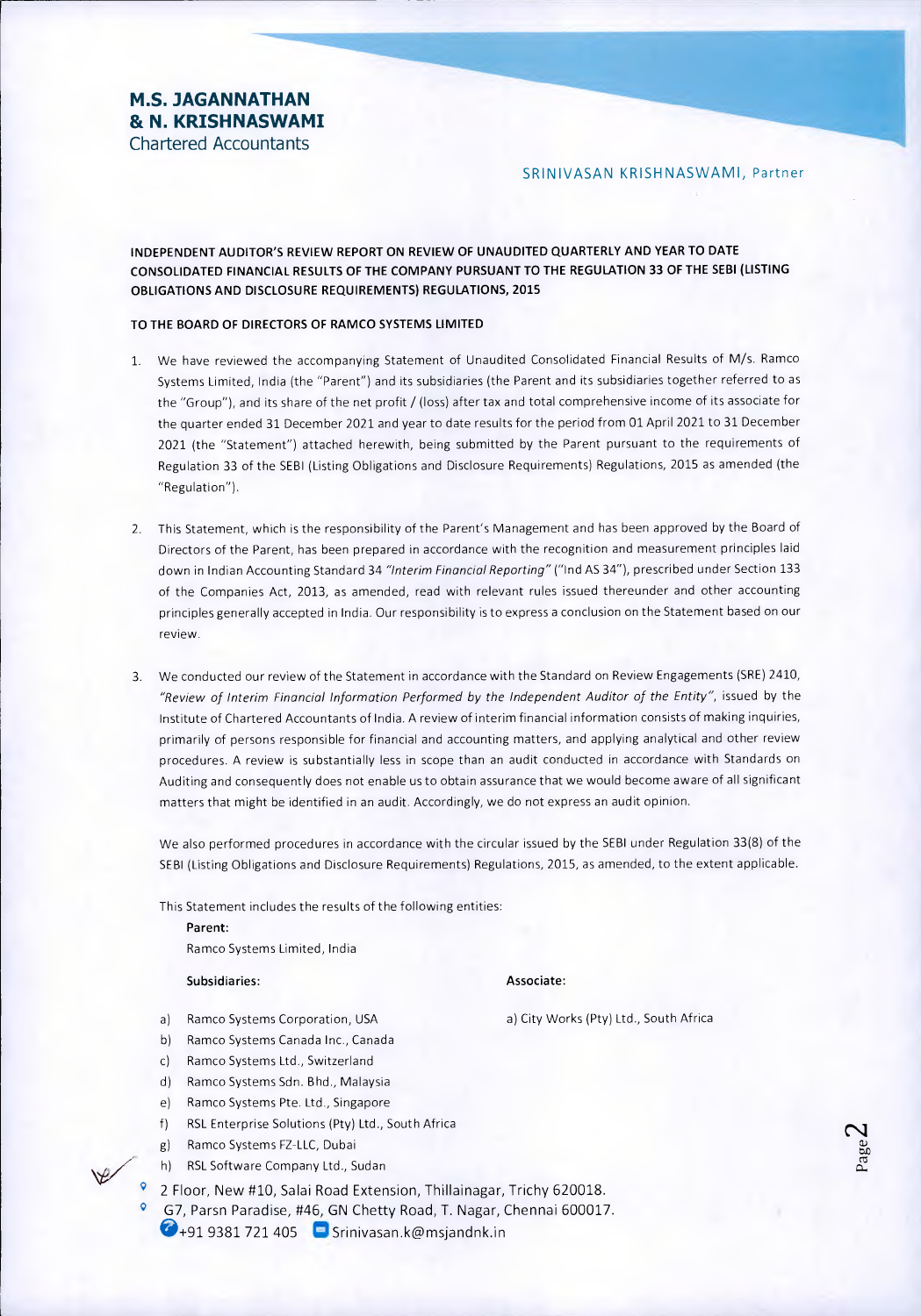**M.S. JAGANNATHAN & N. KRISHNASWAMI**
Chartered Accountants

SRINIVASAN KRISHNASWAMI, Partner

**INDEPENDENT AUDITOR'S REVIEW REPORT ON REVIEW OF UNAUDITED QUARTERLY AND YEAR TO DATE CONSOLIDATED FINANCIAL RESULTS OF THE COMPANY PURSUANT TO THE REGULATION 33 OF THE SEBI (LISTING OBLIGATIONS AND DISCLOSURE REQUIREMENTS) REGULATIONS, 2015**

**TO THE BOARD OF DIRECTORS OF RAMCO SYSTEMS LIMITED**

1. We have reviewed the accompanying Statement of Unaudited Consolidated Financial Results of M/s. Ramco Systems Limited, India (the "Parent") and its subsidiaries (the Parent and its subsidiaries together referred to as the "Group"), and its share of the net profit / (loss) after tax and total comprehensive income of its associate for the quarter ended 31 December 2021 and year to date results for the period from 01 April 2021 to 31 December 2021 (the "Statement") attached herewith, being submitted by the Parent pursuant to the requirements of Regulation 33 of the SEBI (Listing Obligations and Disclosure Requirements) Regulations, 2015 as amended (the "Regulation").

2. This Statement, which is the responsibility of the Parent's Management and has been approved by the Board of Directors of the Parent, has been prepared in accordance with the recognition and measurement principles laid down in Indian Accounting Standard 34 *"Interim Financial Reporting"* ("Ind AS 34"), prescribed under Section 133 of the Companies Act, 2013, as amended, read with relevant rules issued thereunder and other accounting principles generally accepted in India. Our responsibility is to express a conclusion on the Statement based on our review.

3. We conducted our review of the Statement in accordance with the Standard on Review Engagements (SRE) 2410, *"Review of Interim Financial Information Performed by the Independent Auditor of the Entity"*, issued by the Institute of Chartered Accountants of India. A review of interim financial information consists of making inquiries, primarily of persons responsible for financial and accounting matters, and applying analytical and other review procedures. A review is substantially less in scope than an audit conducted in accordance with Standards on Auditing and consequently does not enable us to obtain assurance that we would become aware of all significant matters that might be identified in an audit. Accordingly, we do not express an audit opinion.

   We also performed procedures in accordance with the circular issued by the SEBI under Regulation 33(8) of the SEBI (Listing Obligations and Disclosure Requirements) Regulations, 2015, as amended, to the extent applicable.

   This Statement includes the results of the following entities:

   **Parent:**
   Ramco Systems Limited, India

   **Subsidiaries:**

   a) Ramco Systems Corporation, USA
   b) Ramco Systems Canada Inc., Canada
   c) Ramco Systems Ltd., Switzerland
   d) Ramco Systems Sdn. Bhd., Malaysia
   e) Ramco Systems Pte. Ltd., Singapore
   f) RSL Enterprise Solutions (Pty) Ltd., South Africa
   g) Ramco Systems FZ-LLC, Dubai
   h) RSL Software Company Ltd., Sudan

   **Associate:**

   a) City Works (Pty) Ltd., South Africa

2 Floor, New #10, Salai Road Extension, Thillainagar, Trichy 620018.
G7, Parsn Paradise, #46, GN Chetty Road, T. Nagar, Chennai 600017.
+91 9381 721 405 Srinivasan.k@msjandnk.in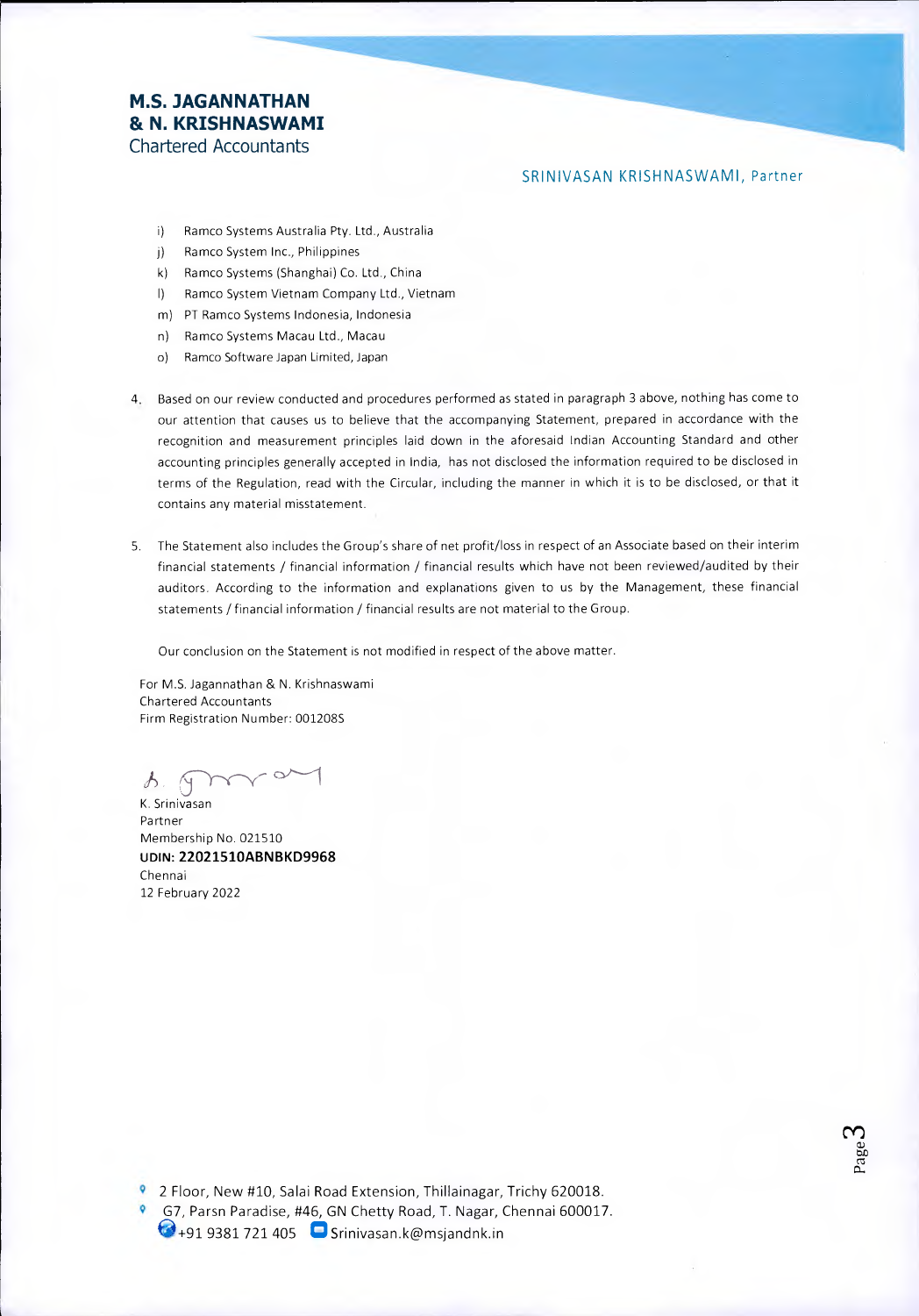**M.S. JAGANNATHAN & N. KRISHNASWAMI**
Chartered Accountants

SRINIVASAN KRISHNASWAMI, Partner

i) Ramco Systems Australia Pty. Ltd., Australia
j) Ramco System Inc., Philippines
k) Ramco Systems (Shanghai) Co. Ltd., China
l) Ramco System Vietnam Company Ltd., Vietnam
m) PT Ramco Systems Indonesia, Indonesia
n) Ramco Systems Macau Ltd., Macau
o) Ramco Software Japan Limited, Japan

4. Based on our review conducted and procedures performed as stated in paragraph 3 above, nothing has come to our attention that causes us to believe that the accompanying Statement, prepared in accordance with the recognition and measurement principles laid down in the aforesaid Indian Accounting Standard and other accounting principles generally accepted in India, has not disclosed the information required to be disclosed in terms of the Regulation, read with the Circular, including the manner in which it is to be disclosed, or that it contains any material misstatement.

5. The Statement also includes the Group's share of net profit/loss in respect of an Associate based on their interim financial statements / financial information / financial results which have not been reviewed/audited by their auditors. According to the information and explanations given to us by the Management, these financial statements / financial information / financial results are not material to the Group.

Our conclusion on the Statement is not modified in respect of the above matter.

For M.S. Jagannathan & N. Krishnaswami
Chartered Accountants
Firm Registration Number: 001208S

K. Srinivasan
Partner
Membership No. 021510
**UDIN: 22021510ABNBKD9968**
Chennai
12 February 2022

2 Floor, New #10, Salai Road Extension, Thillainagar, Trichy 620018.
G7, Parsn Paradise, #46, GN Chetty Road, T. Nagar, Chennai 600017.
+91 9381 721 405 Srinivasan.k@msjandnk.in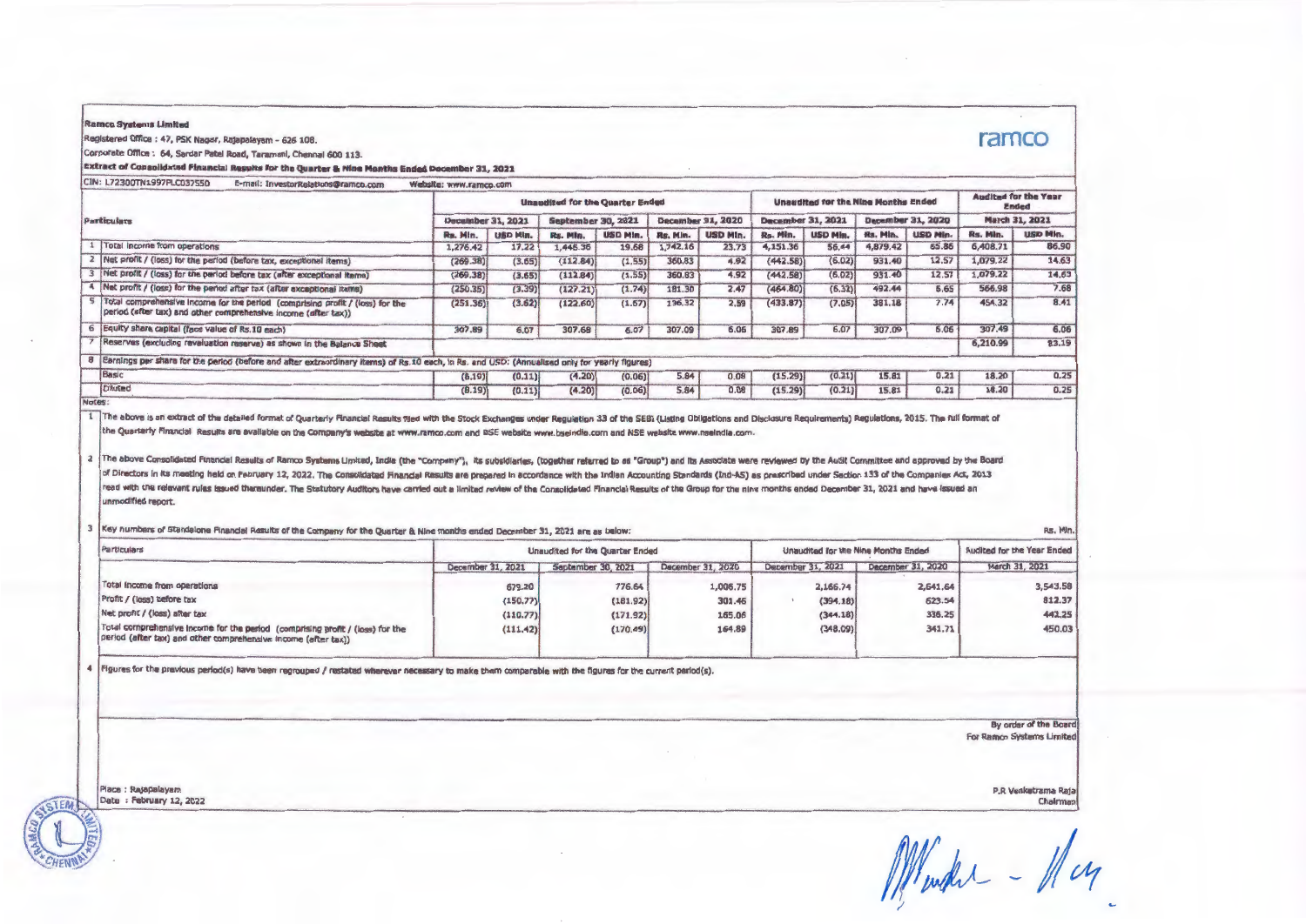**Ramco Systems Limited**

Registered Office : 47, PSK Nagar, Rajapalayam - 626 108.

Corporate Office : 64, Sardar Patel Road, Taramani, Chennai 600 113.

**Extract of Consolidated Financial Results for the Quarter & Nine Months Ended December 31, 2021**

ramco

CIN: L72300TN1997PLC037550 E-mail: InvestorRelations@ramco.com Website: www.ramco.com

| | Particulars | Unaudited for the Quarter Ended | | | | | | Unaudited for the Nine Months Ended | | | | Audited for the Year Ended | |
|---|---|---|---|---|---|---|---|---|---|---|---|---|---|
| | | December 31, 2021 | | September 30, 2021 | | December 31, 2020 | | December 31, 2021 | | December 31, 2020 | | March 31, 2021 | |
| | | Rs. Mln. | USD Mln. | Rs. Mln. | USD Mln. | Rs. Mln. | USD Mln. | Rs. Mln. | USD Mln. | Rs. Mln. | USD Mln. | Rs. Mln. | USD Mln. |
| 1 | Total income from operations | 1,276.42 | 17.22 | 1,445.36 | 19.68 | 1,742.16 | 23.73 | 4,151.36 | 56.44 | 4,879.42 | 65.86 | 6,408.71 | 86.90 |
| 2 | Net profit / (loss) for the period (before tax, exceptional items) | (269.38) | (3.65) | (112.84) | (1.55) | 360.83 | 4.92 | (442.58) | (6.02) | 931.40 | 12.57 | 1,079.22 | 14.63 |
| 3 | Net profit / (loss) for the period before tax (after exceptional items) | (269.38) | (3.65) | (112.84) | (1.55) | 360.83 | 4.92 | (442.58) | (6.02) | 931.40 | 12.57 | 1,079.22 | 14.63 |
| 4 | Net profit / (loss) for the period after tax (after exceptional items) | (250.35) | (3.39) | (127.21) | (1.74) | 181.30 | 2.47 | (464.80) | (6.32) | 492.44 | 6.65 | 566.98 | 7.68 |
| 5 | Total comprehensive income for the period (comprising profit / (loss) for the period (after tax) and other comprehensive income (after tax)) | (251.36) | (3.62) | (122.60) | (1.67) | 196.32 | 2.59 | (433.87) | (7.05) | 381.18 | 7.74 | 454.32 | 8.41 |
| 6 | Equity share capital (face value of Rs.10 each) | 307.89 | 6.07 | 307.68 | 6.07 | 307.09 | 6.06 | 307.89 | 6.07 | 307.09 | 6.06 | 307.49 | 6.06 |
| 7 | Reserves (excluding revaluation reserve) as shown in the Balance Sheet | | | | | | | | | | | 6,210.99 | 83.19 |
| 8 | Earnings per share for the period (before and after extraordinary items) of Rs.10 each, in Rs. and USD: (Annualised only for yearly figures) | | | | | | | | | | | | |
| | Basic | (8.19) | (0.11) | (4.20) | (0.06) | 5.84 | 0.08 | (15.29) | (0.21) | 15.81 | 0.21 | 18.20 | 0.25 |
| | Diluted | (8.19) | (0.11) | (4.20) | (0.06) | 5.84 | 0.08 | (15.29) | (0.21) | 15.81 | 0.21 | 18.20 | 0.25 |

Notes:

1. The above is an extract of the detailed format of Quarterly Financial Results filed with the Stock Exchanges under Regulation 33 of the SEBI (Listing Obligations and Disclosure Requirements) Regulations, 2015. The full format of the Quarterly Financial Results are available on the Company's website at www.ramco.com and BSE website www.bseindia.com and NSE website www.nseindia.com.

2. The above Consolidated Financial Results of Ramco Systems Limited, India (the "Company"), its subsidiaries, (together referred to as "Group") and its Associate were reviewed by the Audit Committee and approved by the Board of Directors in its meeting held on February 12, 2022. The Consolidated Financial Results are prepared in accordance with the Indian Accounting Standards (Ind-AS) as prescribed under Section 133 of the Companies Act, 2013 read with the relevant rules issued thereunder. The Statutory Auditors have carried out a limited review of the Consolidated Financial Results of the Group for the nine months ended December 31, 2021 and have issued an unmodified report.

3. Key numbers of Standalone Financial Results of the Company for the Quarter & Nine months ended December 31, 2021 are as below:

Rs. Mln.

| Particulars | Unaudited for the Quarter Ended | | | Unaudited for the Nine Months Ended | | Audited for the Year Ended |
|---|---|---|---|---|---|---|
| | December 31, 2021 | September 30, 2021 | December 31, 2020 | December 31, 2021 | December 31, 2020 | March 31, 2021 |
| Total income from operations | 679.20 | 776.64 | 1,006.75 | 2,166.74 | 2,641.64 | 3,543.58 |
| Profit / (loss) before tax | (150.77) | (181.92) | 301.46 | (394.18) | 623.54 | 812.37 |
| Net profit / (loss) after tax | (110.77) | (171.92) | 165.06 | (344.18) | 338.25 | 441.25 |
| Total comprehensive income for the period (comprising profit / (loss) for the period (after tax) and other comprehensive income (after tax)) | (111.42) | (170.49) | 164.89 | (348.09) | 341.71 | 450.03 |

4. Figures for the previous period(s) have been regrouped / restated wherever necessary to make them comparable with the figures for the current period(s).

By order of the Board
For Ramco Systems Limited

Place : Rajapalayam
Date : February 12, 2022

P.R Venketrama Raja
Chairman